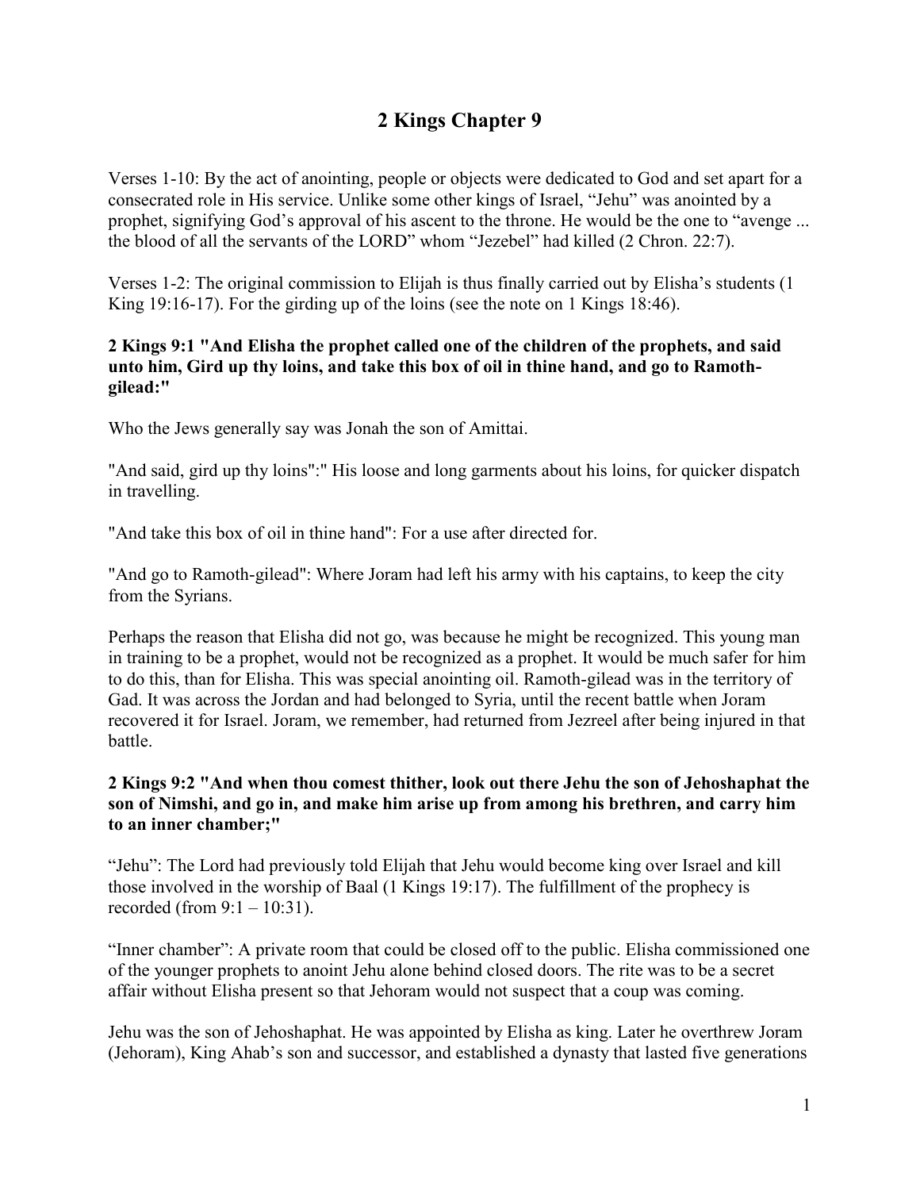# 2 Kings Chapter 9

Verses 1-10: By the act of anointing, people or objects were dedicated to God and set apart for a consecrated role in His service. Unlike some other kings of Israel, "Jehu" was anointed by a prophet, signifying God's approval of his ascent to the throne. He would be the one to "avenge ... the blood of all the servants of the LORD" whom "Jezebel" had killed (2 Chron. 22:7).

Verses 1-2: The original commission to Elijah is thus finally carried out by Elisha's students (1 King 19:16-17). For the girding up of the loins (see the note on 1 Kings 18:46).

**2 Kings 9:1 "And Elisha the prophet called one of the children of the prophets, and said unto him, Gird up thy loins, and take this box of oil in thine hand, and go to Ramoth-gilead:"**

Who the Jews generally say was Jonah the son of Amittai.

"And said, gird up thy loins":" His loose and long garments about his loins, for quicker dispatch in travelling.

"And take this box of oil in thine hand": For a use after directed for.

"And go to Ramoth-gilead": Where Joram had left his army with his captains, to keep the city from the Syrians.

Perhaps the reason that Elisha did not go, was because he might be recognized. This young man in training to be a prophet, would not be recognized as a prophet. It would be much safer for him to do this, than for Elisha. This was special anointing oil. Ramoth-gilead was in the territory of Gad. It was across the Jordan and had belonged to Syria, until the recent battle when Joram recovered it for Israel. Joram, we remember, had returned from Jezreel after being injured in that battle.

**2 Kings 9:2 "And when thou comest thither, look out there Jehu the son of Jehoshaphat the son of Nimshi, and go in, and make him arise up from among his brethren, and carry him to an inner chamber;"**

"Jehu": The Lord had previously told Elijah that Jehu would become king over Israel and kill those involved in the worship of Baal (1 Kings 19:17). The fulfillment of the prophecy is recorded (from 9:1 – 10:31).

"Inner chamber": A private room that could be closed off to the public. Elisha commissioned one of the younger prophets to anoint Jehu alone behind closed doors. The rite was to be a secret affair without Elisha present so that Jehoram would not suspect that a coup was coming.

Jehu was the son of Jehoshaphat. He was appointed by Elisha as king. Later he overthrew Joram (Jehoram), King Ahab's son and successor, and established a dynasty that lasted five generations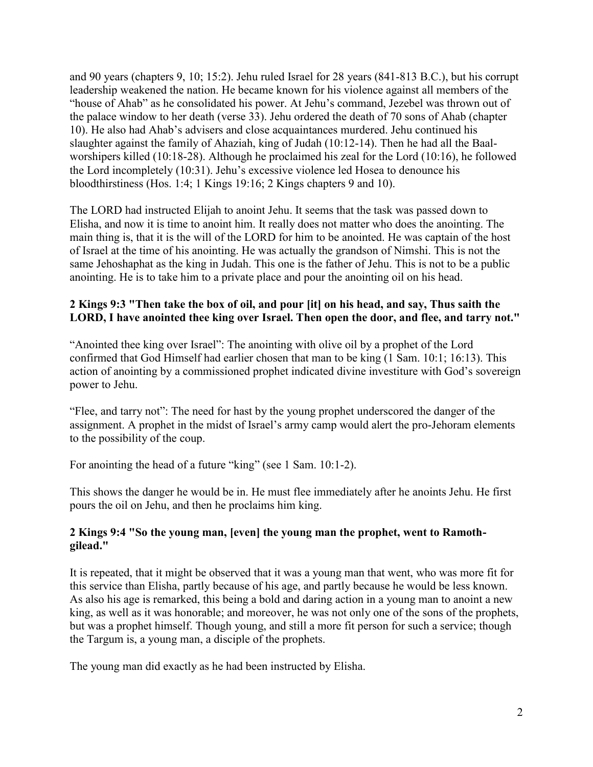and 90 years (chapters 9, 10; 15:2). Jehu ruled Israel for 28 years (841-813 B.C.), but his corrupt leadership weakened the nation. He became known for his violence against all members of the "house of Ahab" as he consolidated his power. At Jehu's command, Jezebel was thrown out of the palace window to her death (verse 33). Jehu ordered the death of 70 sons of Ahab (chapter 10). He also had Ahab's advisers and close acquaintances murdered. Jehu continued his slaughter against the family of Ahaziah, king of Judah (10:12-14). Then he had all the Baal-worshipers killed (10:18-28). Although he proclaimed his zeal for the Lord (10:16), he followed the Lord incompletely (10:31). Jehu's excessive violence led Hosea to denounce his bloodthirstiness (Hos. 1:4; 1 Kings 19:16; 2 Kings chapters 9 and 10).

The LORD had instructed Elijah to anoint Jehu. It seems that the task was passed down to Elisha, and now it is time to anoint him. It really does not matter who does the anointing. The main thing is, that it is the will of the LORD for him to be anointed. He was captain of the host of Israel at the time of his anointing. He was actually the grandson of Nimshi. This is not the same Jehoshaphat as the king in Judah. This one is the father of Jehu. This is not to be a public anointing. He is to take him to a private place and pour the anointing oil on his head.

**2 Kings 9:3 "Then take the box of oil, and pour [it] on his head, and say, Thus saith the LORD, I have anointed thee king over Israel. Then open the door, and flee, and tarry not."**

"Anointed thee king over Israel": The anointing with olive oil by a prophet of the Lord confirmed that God Himself had earlier chosen that man to be king (1 Sam. 10:1; 16:13). This action of anointing by a commissioned prophet indicated divine investiture with God's sovereign power to Jehu.

"Flee, and tarry not": The need for hast by the young prophet underscored the danger of the assignment. A prophet in the midst of Israel's army camp would alert the pro-Jehoram elements to the possibility of the coup.

For anointing the head of a future "king" (see 1 Sam. 10:1-2).

This shows the danger he would be in. He must flee immediately after he anoints Jehu. He first pours the oil on Jehu, and then he proclaims him king.

**2 Kings 9:4 "So the young man, [even] the young man the prophet, went to Ramoth-gilead."**

It is repeated, that it might be observed that it was a young man that went, who was more fit for this service than Elisha, partly because of his age, and partly because he would be less known. As also his age is remarked, this being a bold and daring action in a young man to anoint a new king, as well as it was honorable; and moreover, he was not only one of the sons of the prophets, but was a prophet himself. Though young, and still a more fit person for such a service; though the Targum is, a young man, a disciple of the prophets.

The young man did exactly as he had been instructed by Elisha.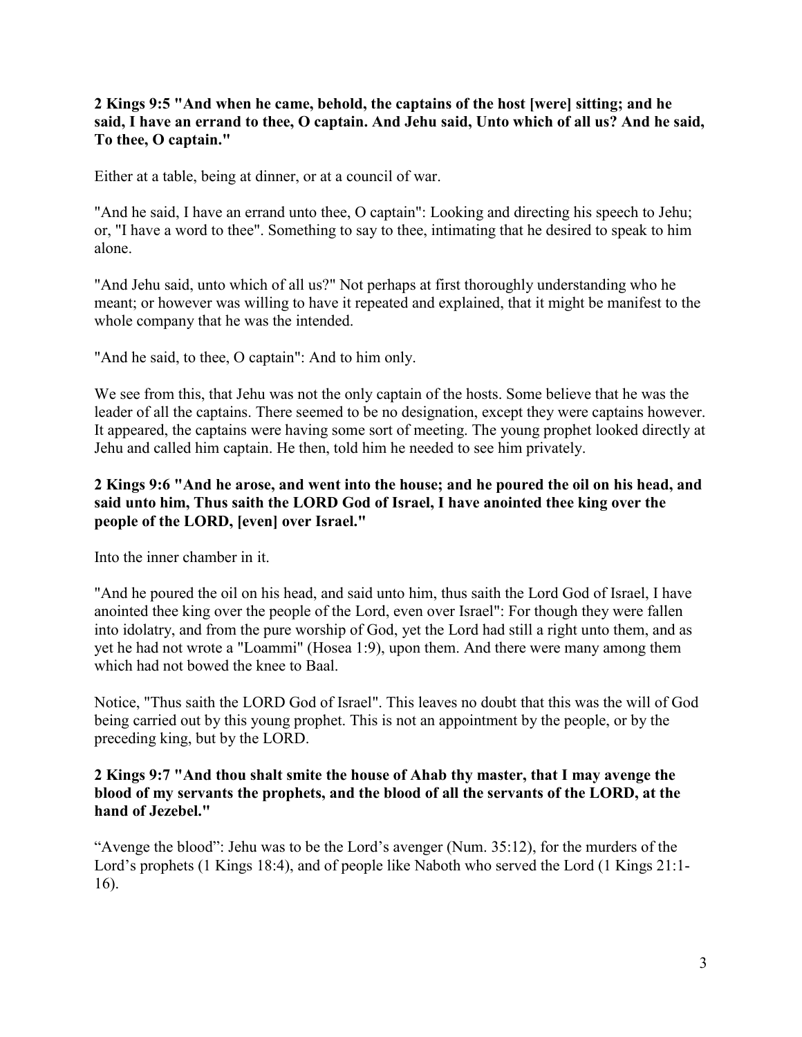**2 Kings 9:5 "And when he came, behold, the captains of the host [were] sitting; and he said, I have an errand to thee, O captain. And Jehu said, Unto which of all us? And he said, To thee, O captain."**

Either at a table, being at dinner, or at a council of war.

"And he said, I have an errand unto thee, O captain": Looking and directing his speech to Jehu; or, "I have a word to thee". Something to say to thee, intimating that he desired to speak to him alone.

"And Jehu said, unto which of all us?" Not perhaps at first thoroughly understanding who he meant; or however was willing to have it repeated and explained, that it might be manifest to the whole company that he was the intended.

"And he said, to thee, O captain": And to him only.

We see from this, that Jehu was not the only captain of the hosts. Some believe that he was the leader of all the captains. There seemed to be no designation, except they were captains however. It appeared, the captains were having some sort of meeting. The young prophet looked directly at Jehu and called him captain. He then, told him he needed to see him privately.

**2 Kings 9:6 "And he arose, and went into the house; and he poured the oil on his head, and said unto him, Thus saith the LORD God of Israel, I have anointed thee king over the people of the LORD, [even] over Israel."**

Into the inner chamber in it.

"And he poured the oil on his head, and said unto him, thus saith the Lord God of Israel, I have anointed thee king over the people of the Lord, even over Israel": For though they were fallen into idolatry, and from the pure worship of God, yet the Lord had still a right unto them, and as yet he had not wrote a "Loammi" (Hosea 1:9), upon them. And there were many among them which had not bowed the knee to Baal.

Notice, "Thus saith the LORD God of Israel". This leaves no doubt that this was the will of God being carried out by this young prophet. This is not an appointment by the people, or by the preceding king, but by the LORD.

**2 Kings 9:7 "And thou shalt smite the house of Ahab thy master, that I may avenge the blood of my servants the prophets, and the blood of all the servants of the LORD, at the hand of Jezebel."**

"Avenge the blood": Jehu was to be the Lord's avenger (Num. 35:12), for the murders of the Lord's prophets (1 Kings 18:4), and of people like Naboth who served the Lord (1 Kings 21:1-16).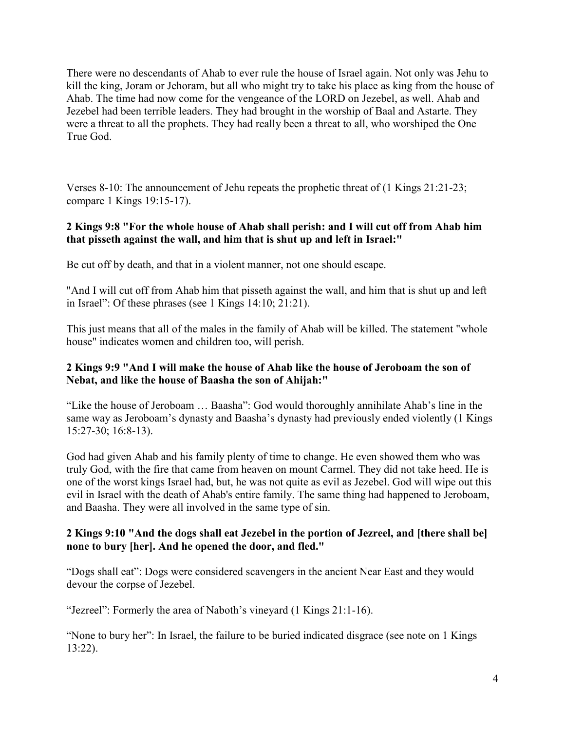There were no descendants of Ahab to ever rule the house of Israel again. Not only was Jehu to kill the king, Joram or Jehoram, but all who might try to take his place as king from the house of Ahab. The time had now come for the vengeance of the LORD on Jezebel, as well. Ahab and Jezebel had been terrible leaders. They had brought in the worship of Baal and Astarte. They were a threat to all the prophets. They had really been a threat to all, who worshiped the One True God.

Verses 8-10: The announcement of Jehu repeats the prophetic threat of (1 Kings 21:21-23; compare 1 Kings 19:15-17).

**2 Kings 9:8 "For the whole house of Ahab shall perish: and I will cut off from Ahab him that pisseth against the wall, and him that is shut up and left in Israel:"**

Be cut off by death, and that in a violent manner, not one should escape.

"And I will cut off from Ahab him that pisseth against the wall, and him that is shut up and left in Israel": Of these phrases (see 1 Kings 14:10; 21:21).

This just means that all of the males in the family of Ahab will be killed. The statement "whole house" indicates women and children too, will perish.

**2 Kings 9:9 "And I will make the house of Ahab like the house of Jeroboam the son of Nebat, and like the house of Baasha the son of Ahijah:"**

"Like the house of Jeroboam … Baasha": God would thoroughly annihilate Ahab's line in the same way as Jeroboam's dynasty and Baasha's dynasty had previously ended violently (1 Kings 15:27-30; 16:8-13).

God had given Ahab and his family plenty of time to change. He even showed them who was truly God, with the fire that came from heaven on mount Carmel. They did not take heed. He is one of the worst kings Israel had, but, he was not quite as evil as Jezebel. God will wipe out this evil in Israel with the death of Ahab's entire family. The same thing had happened to Jeroboam, and Baasha. They were all involved in the same type of sin.

**2 Kings 9:10 "And the dogs shall eat Jezebel in the portion of Jezreel, and [there shall be] none to bury [her]. And he opened the door, and fled."**

"Dogs shall eat": Dogs were considered scavengers in the ancient Near East and they would devour the corpse of Jezebel.

"Jezreel": Formerly the area of Naboth's vineyard (1 Kings 21:1-16).

"None to bury her": In Israel, the failure to be buried indicated disgrace (see note on 1 Kings 13:22).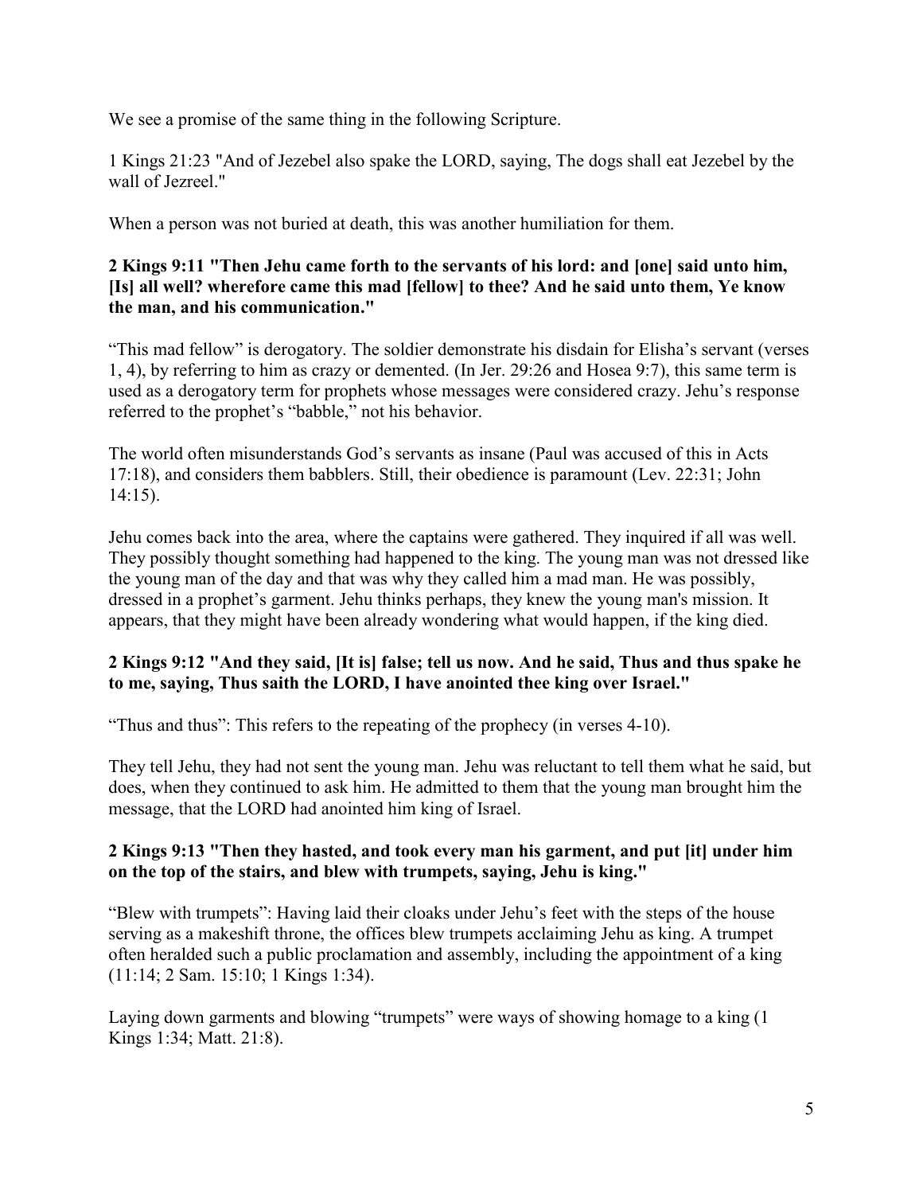We see a promise of the same thing in the following Scripture.

1 Kings 21:23 "And of Jezebel also spake the LORD, saying, The dogs shall eat Jezebel by the wall of Jezreel."

When a person was not buried at death, this was another humiliation for them.

**2 Kings 9:11 "Then Jehu came forth to the servants of his lord: and [one] said unto him, [Is] all well? wherefore came this mad [fellow] to thee? And he said unto them, Ye know the man, and his communication."**

"This mad fellow" is derogatory. The soldier demonstrate his disdain for Elisha's servant (verses 1, 4), by referring to him as crazy or demented. (In Jer. 29:26 and Hosea 9:7), this same term is used as a derogatory term for prophets whose messages were considered crazy. Jehu's response referred to the prophet's "babble," not his behavior.

The world often misunderstands God's servants as insane (Paul was accused of this in Acts 17:18), and considers them babblers. Still, their obedience is paramount (Lev. 22:31; John 14:15).

Jehu comes back into the area, where the captains were gathered. They inquired if all was well. They possibly thought something had happened to the king. The young man was not dressed like the young man of the day and that was why they called him a mad man. He was possibly, dressed in a prophet's garment. Jehu thinks perhaps, they knew the young man's mission. It appears, that they might have been already wondering what would happen, if the king died.

**2 Kings 9:12 "And they said, [It is] false; tell us now. And he said, Thus and thus spake he to me, saying, Thus saith the LORD, I have anointed thee king over Israel."**

"Thus and thus": This refers to the repeating of the prophecy (in verses 4-10).

They tell Jehu, they had not sent the young man. Jehu was reluctant to tell them what he said, but does, when they continued to ask him. He admitted to them that the young man brought him the message, that the LORD had anointed him king of Israel.

**2 Kings 9:13 "Then they hasted, and took every man his garment, and put [it] under him on the top of the stairs, and blew with trumpets, saying, Jehu is king."**

"Blew with trumpets": Having laid their cloaks under Jehu's feet with the steps of the house serving as a makeshift throne, the offices blew trumpets acclaiming Jehu as king. A trumpet often heralded such a public proclamation and assembly, including the appointment of a king (11:14; 2 Sam. 15:10; 1 Kings 1:34).

Laying down garments and blowing "trumpets" were ways of showing homage to a king (1 Kings 1:34; Matt. 21:8).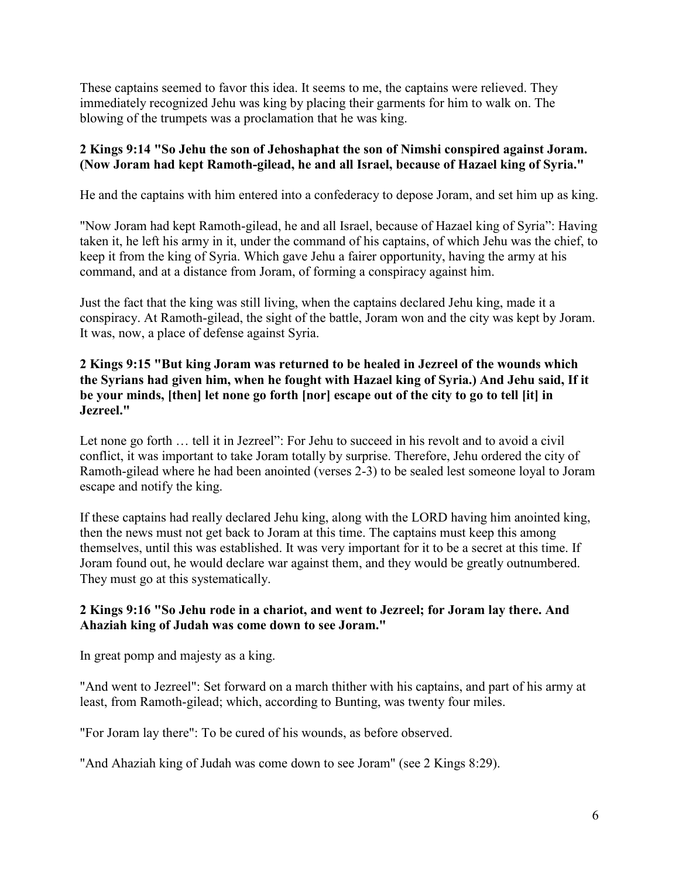These captains seemed to favor this idea. It seems to me, the captains were relieved. They immediately recognized Jehu was king by placing their garments for him to walk on. The blowing of the trumpets was a proclamation that he was king.

**2 Kings 9:14 "So Jehu the son of Jehoshaphat the son of Nimshi conspired against Joram. (Now Joram had kept Ramoth-gilead, he and all Israel, because of Hazael king of Syria."**

He and the captains with him entered into a confederacy to depose Joram, and set him up as king.

"Now Joram had kept Ramoth-gilead, he and all Israel, because of Hazael king of Syria": Having taken it, he left his army in it, under the command of his captains, of which Jehu was the chief, to keep it from the king of Syria. Which gave Jehu a fairer opportunity, having the army at his command, and at a distance from Joram, of forming a conspiracy against him.

Just the fact that the king was still living, when the captains declared Jehu king, made it a conspiracy. At Ramoth-gilead, the sight of the battle, Joram won and the city was kept by Joram. It was, now, a place of defense against Syria.

**2 Kings 9:15 "But king Joram was returned to be healed in Jezreel of the wounds which the Syrians had given him, when he fought with Hazael king of Syria.) And Jehu said, If it be your minds, [then] let none go forth [nor] escape out of the city to go to tell [it] in Jezreel."**

Let none go forth … tell it in Jezreel": For Jehu to succeed in his revolt and to avoid a civil conflict, it was important to take Joram totally by surprise. Therefore, Jehu ordered the city of Ramoth-gilead where he had been anointed (verses 2-3) to be sealed lest someone loyal to Joram escape and notify the king.

If these captains had really declared Jehu king, along with the LORD having him anointed king, then the news must not get back to Joram at this time. The captains must keep this among themselves, until this was established. It was very important for it to be a secret at this time. If Joram found out, he would declare war against them, and they would be greatly outnumbered. They must go at this systematically.

**2 Kings 9:16 "So Jehu rode in a chariot, and went to Jezreel; for Joram lay there. And Ahaziah king of Judah was come down to see Joram."**

In great pomp and majesty as a king.

"And went to Jezreel": Set forward on a march thither with his captains, and part of his army at least, from Ramoth-gilead; which, according to Bunting, was twenty four miles.

"For Joram lay there": To be cured of his wounds, as before observed.

"And Ahaziah king of Judah was come down to see Joram" (see 2 Kings 8:29).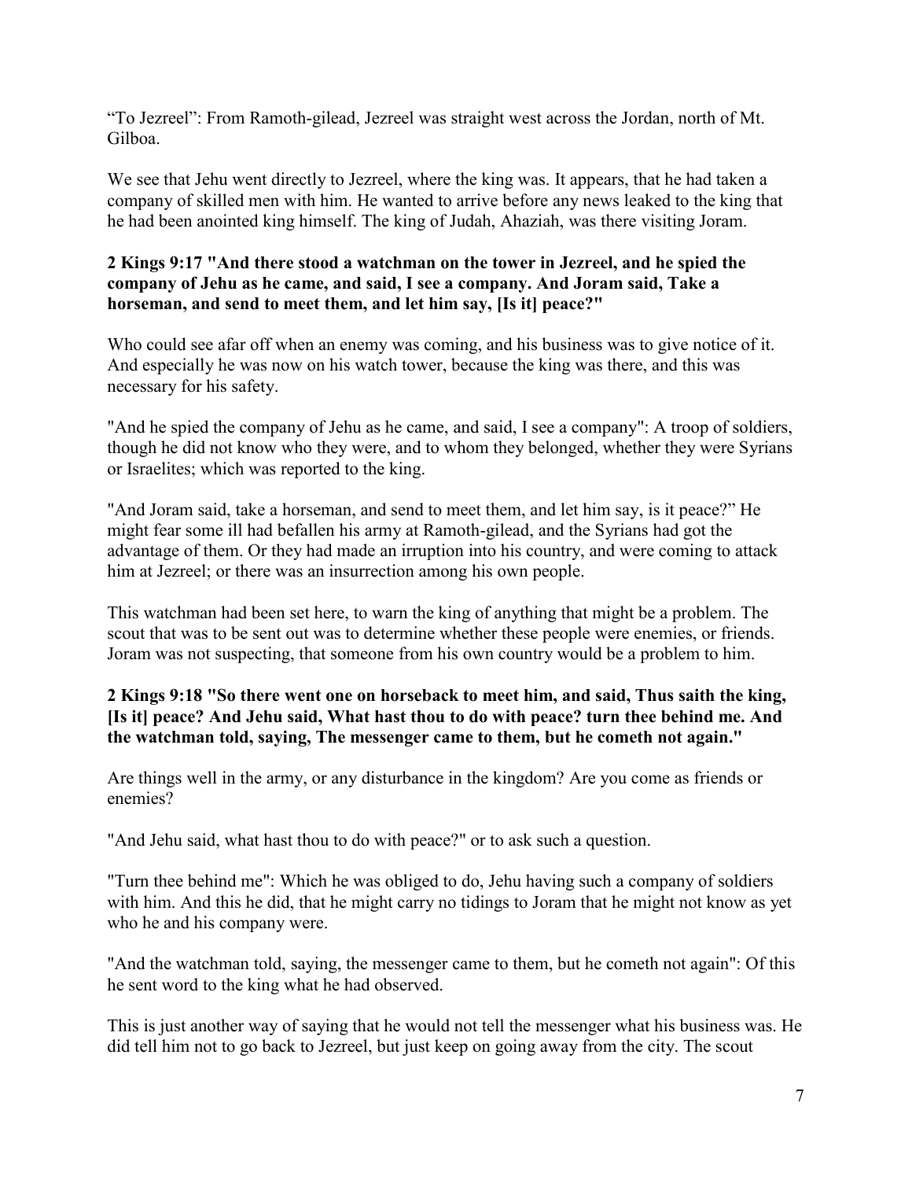“To Jezreel”: From Ramoth-gilead, Jezreel was straight west across the Jordan, north of Mt. Gilboa.

We see that Jehu went directly to Jezreel, where the king was. It appears, that he had taken a company of skilled men with him. He wanted to arrive before any news leaked to the king that he had been anointed king himself. The king of Judah, Ahaziah, was there visiting Joram.

**2 Kings 9:17 "And there stood a watchman on the tower in Jezreel, and he spied the company of Jehu as he came, and said, I see a company. And Joram said, Take a horseman, and send to meet them, and let him say, [Is it] peace?"**

Who could see afar off when an enemy was coming, and his business was to give notice of it. And especially he was now on his watch tower, because the king was there, and this was necessary for his safety.

"And he spied the company of Jehu as he came, and said, I see a company": A troop of soldiers, though he did not know who they were, and to whom they belonged, whether they were Syrians or Israelites; which was reported to the king.

"And Joram said, take a horseman, and send to meet them, and let him say, is it peace?” He might fear some ill had befallen his army at Ramoth-gilead, and the Syrians had got the advantage of them. Or they had made an irruption into his country, and were coming to attack him at Jezreel; or there was an insurrection among his own people.

This watchman had been set here, to warn the king of anything that might be a problem. The scout that was to be sent out was to determine whether these people were enemies, or friends. Joram was not suspecting, that someone from his own country would be a problem to him.

**2 Kings 9:18 "So there went one on horseback to meet him, and said, Thus saith the king, [Is it] peace? And Jehu said, What hast thou to do with peace? turn thee behind me. And the watchman told, saying, The messenger came to them, but he cometh not again."**

Are things well in the army, or any disturbance in the kingdom? Are you come as friends or enemies?

"And Jehu said, what hast thou to do with peace?" or to ask such a question.

"Turn thee behind me": Which he was obliged to do, Jehu having such a company of soldiers with him. And this he did, that he might carry no tidings to Joram that he might not know as yet who he and his company were.

"And the watchman told, saying, the messenger came to them, but he cometh not again": Of this he sent word to the king what he had observed.

This is just another way of saying that he would not tell the messenger what his business was. He did tell him not to go back to Jezreel, but just keep on going away from the city. The scout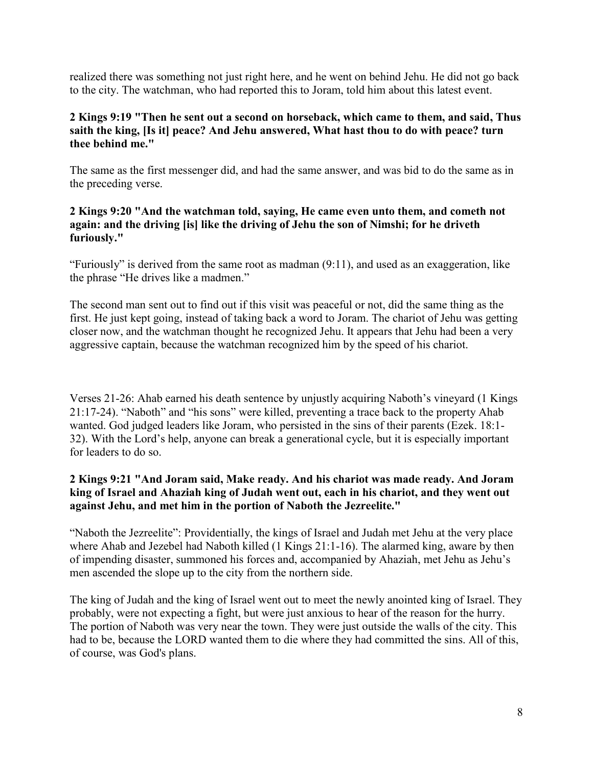realized there was something not just right here, and he went on behind Jehu. He did not go back to the city. The watchman, who had reported this to Joram, told him about this latest event.

**2 Kings 9:19 "Then he sent out a second on horseback, which came to them, and said, Thus saith the king, [Is it] peace? And Jehu answered, What hast thou to do with peace? turn thee behind me."**

The same as the first messenger did, and had the same answer, and was bid to do the same as in the preceding verse.

**2 Kings 9:20 "And the watchman told, saying, He came even unto them, and cometh not again: and the driving [is] like the driving of Jehu the son of Nimshi; for he driveth furiously."**

"Furiously" is derived from the same root as madman (9:11), and used as an exaggeration, like the phrase "He drives like a madmen."

The second man sent out to find out if this visit was peaceful or not, did the same thing as the first. He just kept going, instead of taking back a word to Joram. The chariot of Jehu was getting closer now, and the watchman thought he recognized Jehu. It appears that Jehu had been a very aggressive captain, because the watchman recognized him by the speed of his chariot.

Verses 21-26: Ahab earned his death sentence by unjustly acquiring Naboth's vineyard (1 Kings 21:17-24). "Naboth" and "his sons" were killed, preventing a trace back to the property Ahab wanted. God judged leaders like Joram, who persisted in the sins of their parents (Ezek. 18:1-32). With the Lord's help, anyone can break a generational cycle, but it is especially important for leaders to do so.

**2 Kings 9:21 "And Joram said, Make ready. And his chariot was made ready. And Joram king of Israel and Ahaziah king of Judah went out, each in his chariot, and they went out against Jehu, and met him in the portion of Naboth the Jezreelite."**

"Naboth the Jezreelite": Providentially, the kings of Israel and Judah met Jehu at the very place where Ahab and Jezebel had Naboth killed (1 Kings 21:1-16). The alarmed king, aware by then of impending disaster, summoned his forces and, accompanied by Ahaziah, met Jehu as Jehu's men ascended the slope up to the city from the northern side.

The king of Judah and the king of Israel went out to meet the newly anointed king of Israel. They probably, were not expecting a fight, but were just anxious to hear of the reason for the hurry. The portion of Naboth was very near the town. They were just outside the walls of the city. This had to be, because the LORD wanted them to die where they had committed the sins. All of this, of course, was God's plans.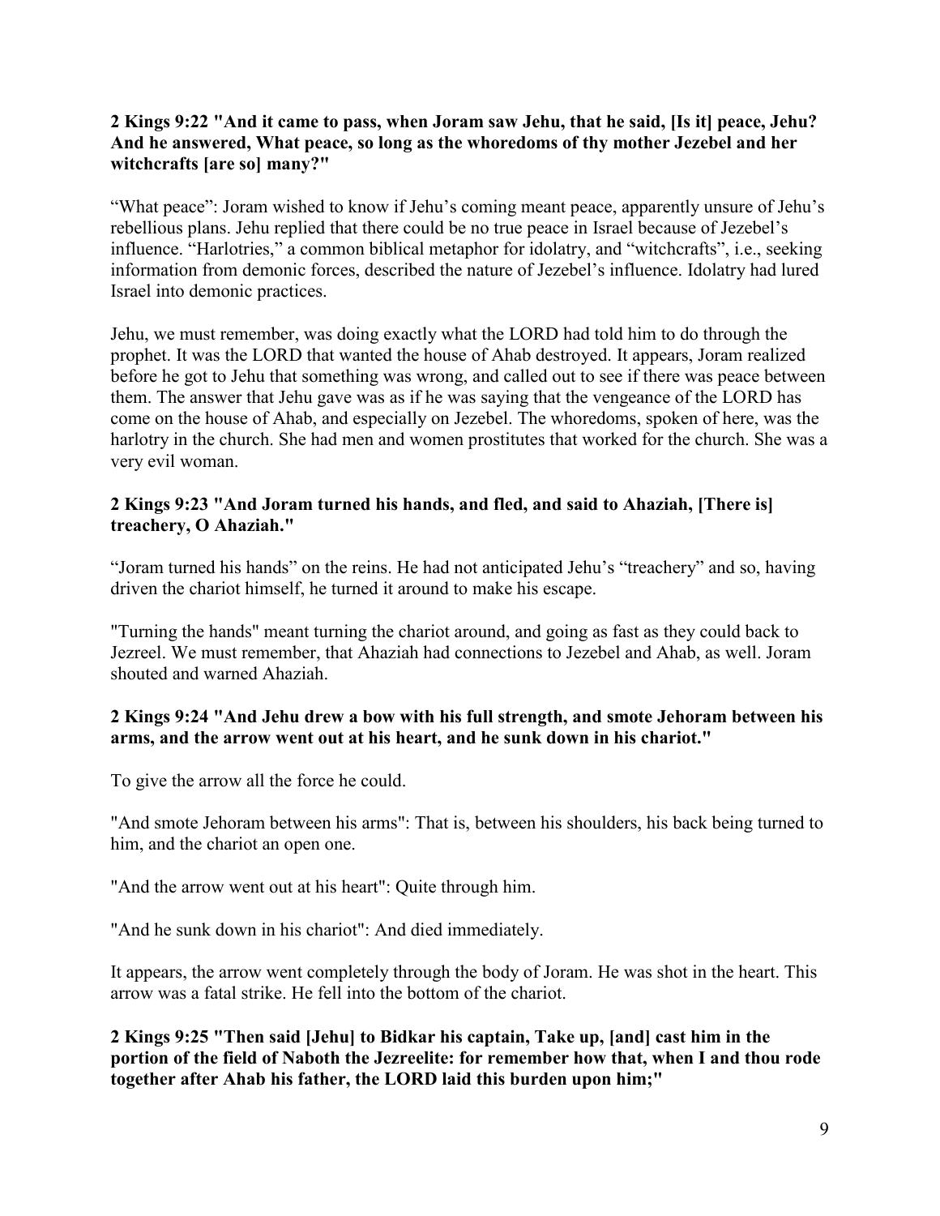**2 Kings 9:22 "And it came to pass, when Joram saw Jehu, that he said, [Is it] peace, Jehu? And he answered, What peace, so long as the whoredoms of thy mother Jezebel and her witchcrafts [are so] many?"**

"What peace": Joram wished to know if Jehu's coming meant peace, apparently unsure of Jehu's rebellious plans. Jehu replied that there could be no true peace in Israel because of Jezebel's influence. "Harlotries," a common biblical metaphor for idolatry, and "witchcrafts", i.e., seeking information from demonic forces, described the nature of Jezebel's influence. Idolatry had lured Israel into demonic practices.

Jehu, we must remember, was doing exactly what the LORD had told him to do through the prophet. It was the LORD that wanted the house of Ahab destroyed. It appears, Joram realized before he got to Jehu that something was wrong, and called out to see if there was peace between them. The answer that Jehu gave was as if he was saying that the vengeance of the LORD has come on the house of Ahab, and especially on Jezebel. The whoredoms, spoken of here, was the harlotry in the church. She had men and women prostitutes that worked for the church. She was a very evil woman.

**2 Kings 9:23 "And Joram turned his hands, and fled, and said to Ahaziah, [There is] treachery, O Ahaziah."**

"Joram turned his hands" on the reins. He had not anticipated Jehu's "treachery" and so, having driven the chariot himself, he turned it around to make his escape.

"Turning the hands" meant turning the chariot around, and going as fast as they could back to Jezreel. We must remember, that Ahaziah had connections to Jezebel and Ahab, as well. Joram shouted and warned Ahaziah.

**2 Kings 9:24 "And Jehu drew a bow with his full strength, and smote Jehoram between his arms, and the arrow went out at his heart, and he sunk down in his chariot."**

To give the arrow all the force he could.

"And smote Jehoram between his arms": That is, between his shoulders, his back being turned to him, and the chariot an open one.

"And the arrow went out at his heart": Quite through him.

"And he sunk down in his chariot": And died immediately.

It appears, the arrow went completely through the body of Joram. He was shot in the heart. This arrow was a fatal strike. He fell into the bottom of the chariot.

**2 Kings 9:25 "Then said [Jehu] to Bidkar his captain, Take up, [and] cast him in the portion of the field of Naboth the Jezreelite: for remember how that, when I and thou rode together after Ahab his father, the LORD laid this burden upon him;"**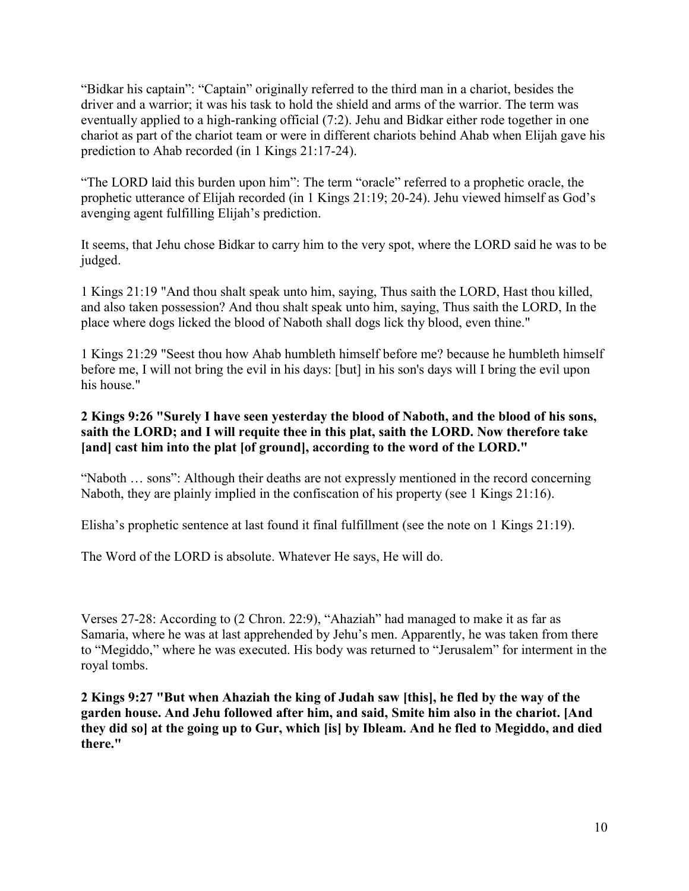“Bidkar his captain”: “Captain” originally referred to the third man in a chariot, besides the driver and a warrior; it was his task to hold the shield and arms of the warrior. The term was eventually applied to a high-ranking official (7:2). Jehu and Bidkar either rode together in one chariot as part of the chariot team or were in different chariots behind Ahab when Elijah gave his prediction to Ahab recorded (in 1 Kings 21:17-24).

“The LORD laid this burden upon him”: The term “oracle” referred to a prophetic oracle, the prophetic utterance of Elijah recorded (in 1 Kings 21:19; 20-24). Jehu viewed himself as God’s avenging agent fulfilling Elijah’s prediction.

It seems, that Jehu chose Bidkar to carry him to the very spot, where the LORD said he was to be judged.

1 Kings 21:19 "And thou shalt speak unto him, saying, Thus saith the LORD, Hast thou killed, and also taken possession? And thou shalt speak unto him, saying, Thus saith the LORD, In the place where dogs licked the blood of Naboth shall dogs lick thy blood, even thine."

1 Kings 21:29 "Seest thou how Ahab humbleth himself before me? because he humbleth himself before me, I will not bring the evil in his days: [but] in his son's days will I bring the evil upon his house."

**2 Kings 9:26 "Surely I have seen yesterday the blood of Naboth, and the blood of his sons, saith the LORD; and I will requite thee in this plat, saith the LORD. Now therefore take [and] cast him into the plat [of ground], according to the word of the LORD."**

“Naboth … sons”: Although their deaths are not expressly mentioned in the record concerning Naboth, they are plainly implied in the confiscation of his property (see 1 Kings 21:16).

Elisha’s prophetic sentence at last found it final fulfillment (see the note on 1 Kings 21:19).

The Word of the LORD is absolute. Whatever He says, He will do.

Verses 27-28: According to (2 Chron. 22:9), “Ahaziah” had managed to make it as far as Samaria, where he was at last apprehended by Jehu’s men. Apparently, he was taken from there to “Megiddo,” where he was executed. His body was returned to “Jerusalem” for interment in the royal tombs.

**2 Kings 9:27 "But when Ahaziah the king of Judah saw [this], he fled by the way of the garden house. And Jehu followed after him, and said, Smite him also in the chariot. [And they did so] at the going up to Gur, which [is] by Ibleam. And he fled to Megiddo, and died there."**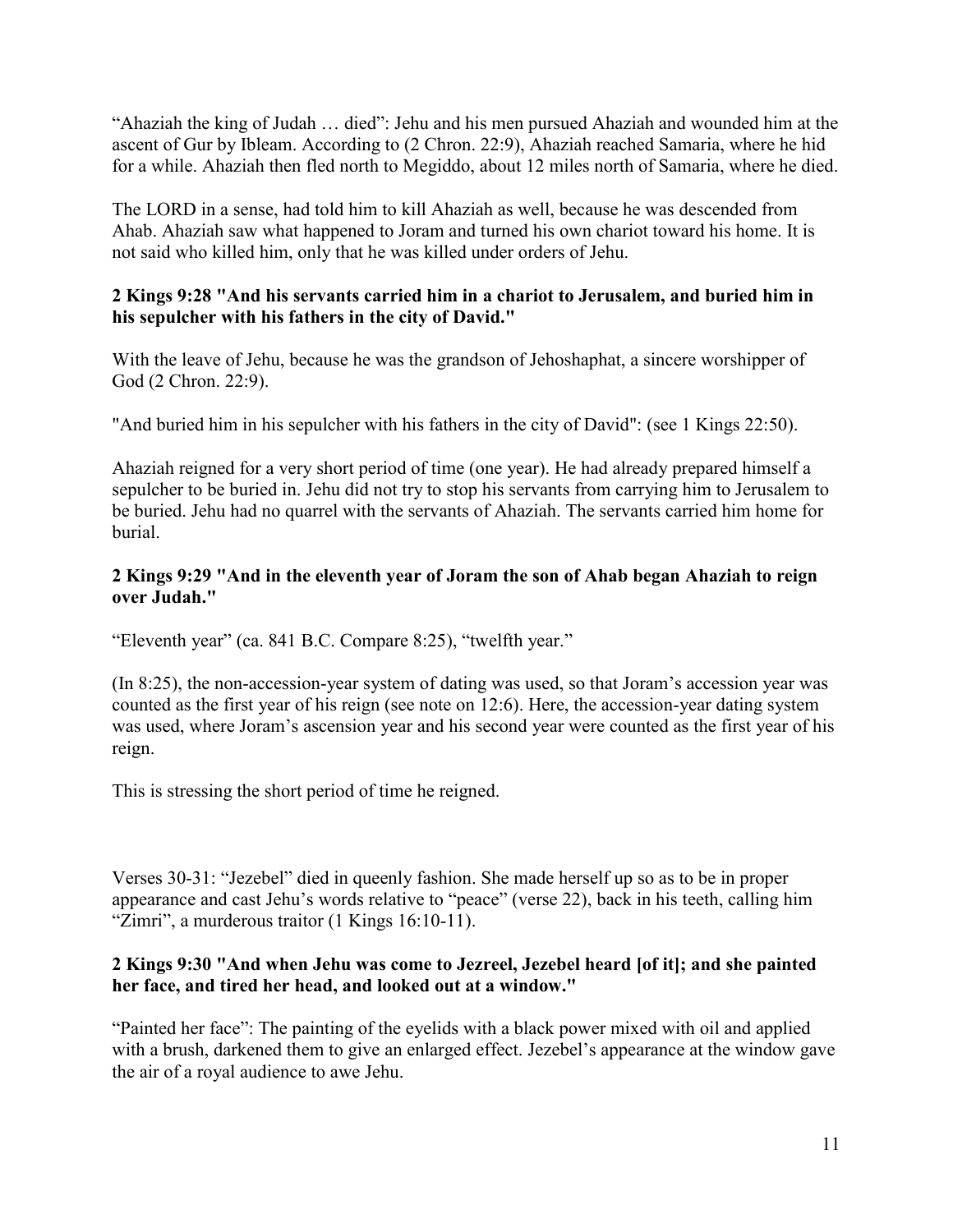“Ahaziah the king of Judah … died”: Jehu and his men pursued Ahaziah and wounded him at the ascent of Gur by Ibleam. According to (2 Chron. 22:9), Ahaziah reached Samaria, where he hid for a while. Ahaziah then fled north to Megiddo, about 12 miles north of Samaria, where he died.

The LORD in a sense, had told him to kill Ahaziah as well, because he was descended from Ahab. Ahaziah saw what happened to Joram and turned his own chariot toward his home. It is not said who killed him, only that he was killed under orders of Jehu.

**2 Kings 9:28 "And his servants carried him in a chariot to Jerusalem, and buried him in his sepulcher with his fathers in the city of David."**

With the leave of Jehu, because he was the grandson of Jehoshaphat, a sincere worshipper of God (2 Chron. 22:9).

"And buried him in his sepulcher with his fathers in the city of David": (see 1 Kings 22:50).

Ahaziah reigned for a very short period of time (one year). He had already prepared himself a sepulcher to be buried in. Jehu did not try to stop his servants from carrying him to Jerusalem to be buried. Jehu had no quarrel with the servants of Ahaziah. The servants carried him home for burial.

**2 Kings 9:29 "And in the eleventh year of Joram the son of Ahab began Ahaziah to reign over Judah."**

“Eleventh year” (ca. 841 B.C. Compare 8:25), “twelfth year.”

(In 8:25), the non-accession-year system of dating was used, so that Joram’s accession year was counted as the first year of his reign (see note on 12:6). Here, the accession-year dating system was used, where Joram’s ascension year and his second year were counted as the first year of his reign.

This is stressing the short period of time he reigned.

Verses 30-31: “Jezebel” died in queenly fashion. She made herself up so as to be in proper appearance and cast Jehu’s words relative to “peace” (verse 22), back in his teeth, calling him “Zimri”, a murderous traitor (1 Kings 16:10-11).

**2 Kings 9:30 "And when Jehu was come to Jezreel, Jezebel heard [of it]; and she painted her face, and tired her head, and looked out at a window."**

“Painted her face”: The painting of the eyelids with a black power mixed with oil and applied with a brush, darkened them to give an enlarged effect. Jezebel’s appearance at the window gave the air of a royal audience to awe Jehu.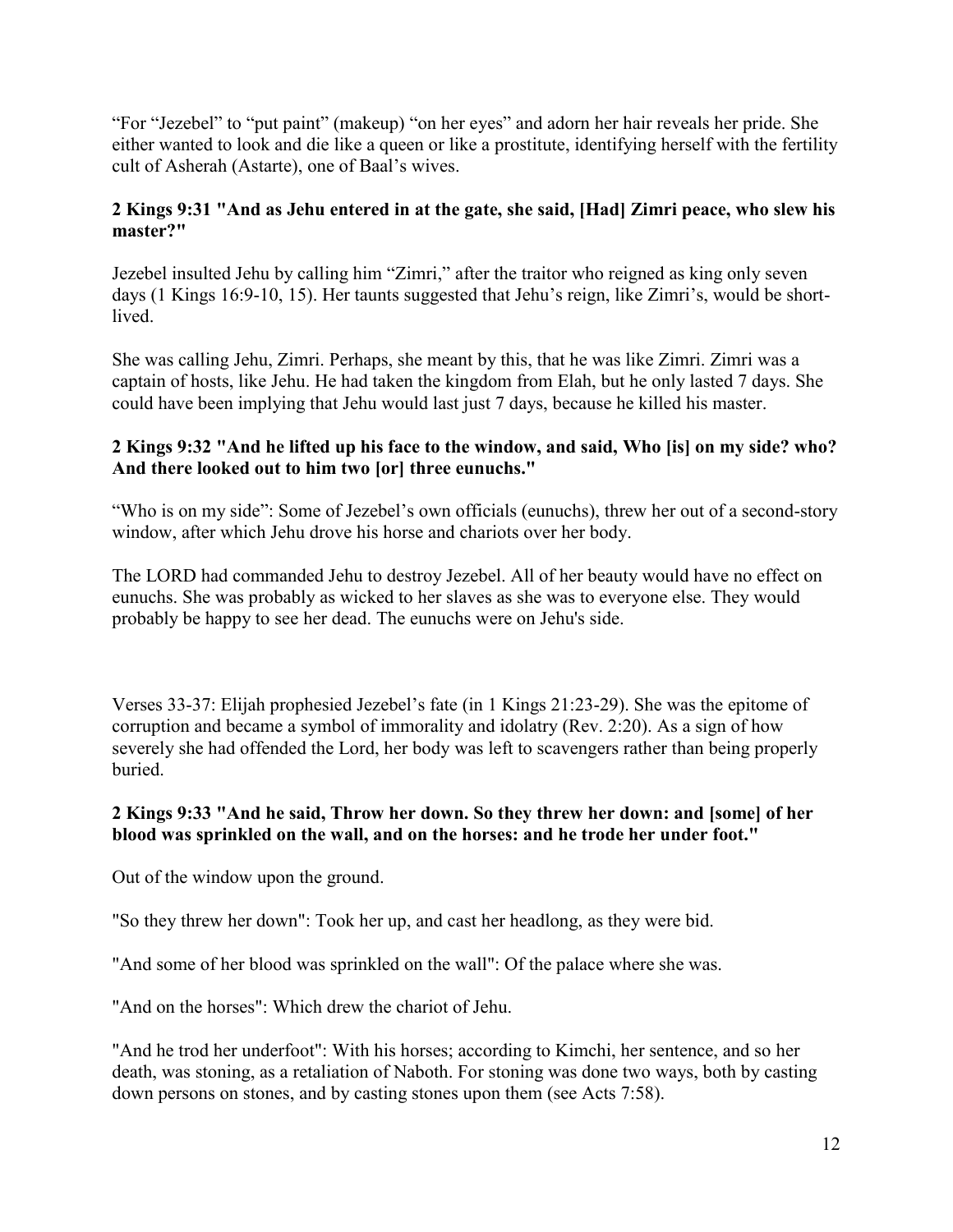"For "Jezebel" to "put paint" (makeup) "on her eyes" and adorn her hair reveals her pride. She either wanted to look and die like a queen or like a prostitute, identifying herself with the fertility cult of Asherah (Astarte), one of Baal's wives.

**2 Kings 9:31 "And as Jehu entered in at the gate, she said, [Had] Zimri peace, who slew his master?"**

Jezebel insulted Jehu by calling him "Zimri," after the traitor who reigned as king only seven days (1 Kings 16:9-10, 15). Her taunts suggested that Jehu's reign, like Zimri's, would be short-lived.

She was calling Jehu, Zimri. Perhaps, she meant by this, that he was like Zimri. Zimri was a captain of hosts, like Jehu. He had taken the kingdom from Elah, but he only lasted 7 days. She could have been implying that Jehu would last just 7 days, because he killed his master.

**2 Kings 9:32 "And he lifted up his face to the window, and said, Who [is] on my side? who? And there looked out to him two [or] three eunuchs."**

"Who is on my side": Some of Jezebel's own officials (eunuchs), threw her out of a second-story window, after which Jehu drove his horse and chariots over her body.

The LORD had commanded Jehu to destroy Jezebel. All of her beauty would have no effect on eunuchs. She was probably as wicked to her slaves as she was to everyone else. They would probably be happy to see her dead. The eunuchs were on Jehu's side.

Verses 33-37: Elijah prophesied Jezebel's fate (in 1 Kings 21:23-29). She was the epitome of corruption and became a symbol of immorality and idolatry (Rev. 2:20). As a sign of how severely she had offended the Lord, her body was left to scavengers rather than being properly buried.

**2 Kings 9:33 "And he said, Throw her down. So they threw her down: and [some] of her blood was sprinkled on the wall, and on the horses: and he trode her under foot."**

Out of the window upon the ground.

"So they threw her down": Took her up, and cast her headlong, as they were bid.

"And some of her blood was sprinkled on the wall": Of the palace where she was.

"And on the horses": Which drew the chariot of Jehu.

"And he trod her underfoot": With his horses; according to Kimchi, her sentence, and so her death, was stoning, as a retaliation of Naboth. For stoning was done two ways, both by casting down persons on stones, and by casting stones upon them (see Acts 7:58).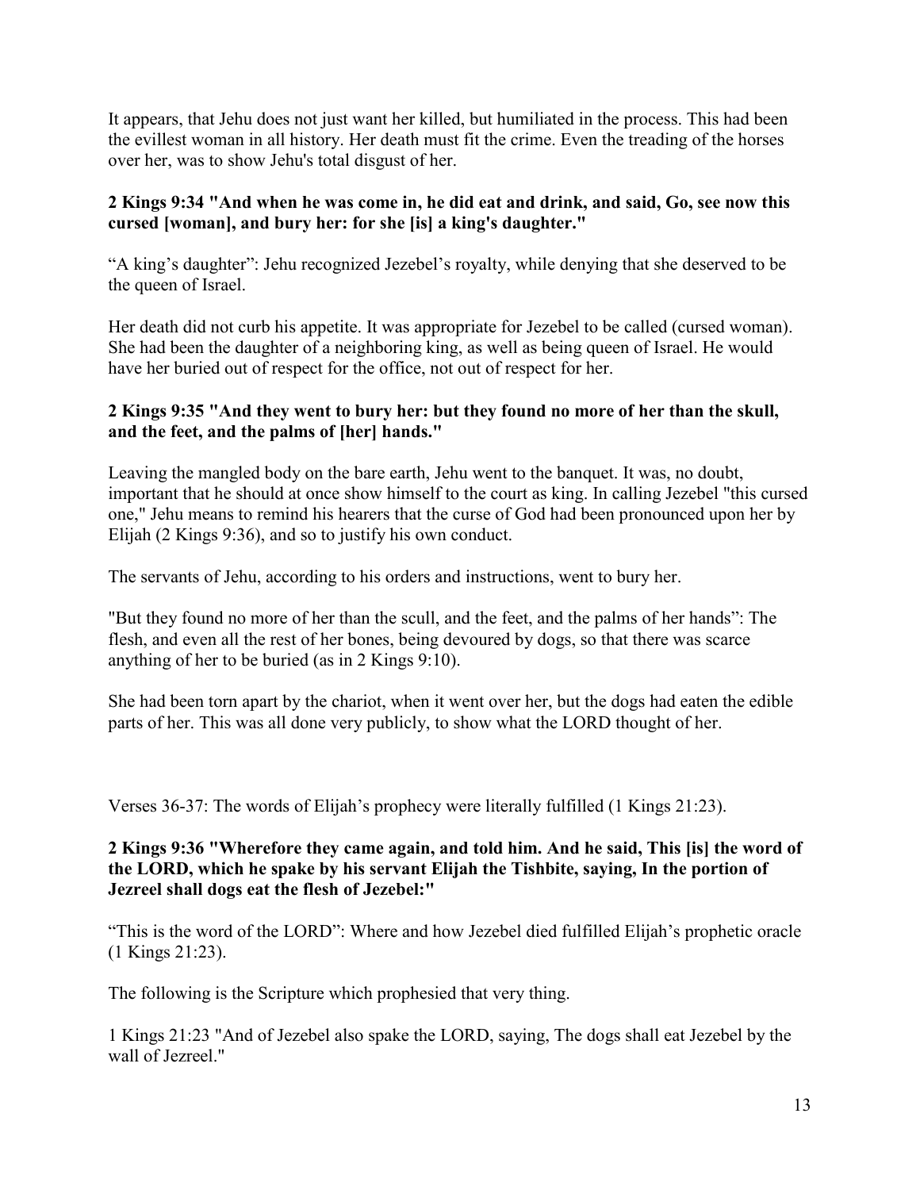It appears, that Jehu does not just want her killed, but humiliated in the process. This had been the evillest woman in all history. Her death must fit the crime. Even the treading of the horses over her, was to show Jehu's total disgust of her.

**2 Kings 9:34 "And when he was come in, he did eat and drink, and said, Go, see now this cursed [woman], and bury her: for she [is] a king's daughter."**

"A king's daughter": Jehu recognized Jezebel's royalty, while denying that she deserved to be the queen of Israel.

Her death did not curb his appetite. It was appropriate for Jezebel to be called (cursed woman). She had been the daughter of a neighboring king, as well as being queen of Israel. He would have her buried out of respect for the office, not out of respect for her.

**2 Kings 9:35 "And they went to bury her: but they found no more of her than the skull, and the feet, and the palms of [her] hands."**

Leaving the mangled body on the bare earth, Jehu went to the banquet. It was, no doubt, important that he should at once show himself to the court as king. In calling Jezebel "this cursed one," Jehu means to remind his hearers that the curse of God had been pronounced upon her by Elijah (2 Kings 9:36), and so to justify his own conduct.

The servants of Jehu, according to his orders and instructions, went to bury her.

"But they found no more of her than the scull, and the feet, and the palms of her hands": The flesh, and even all the rest of her bones, being devoured by dogs, so that there was scarce anything of her to be buried (as in 2 Kings 9:10).

She had been torn apart by the chariot, when it went over her, but the dogs had eaten the edible parts of her. This was all done very publicly, to show what the LORD thought of her.

Verses 36-37: The words of Elijah's prophecy were literally fulfilled (1 Kings 21:23).

**2 Kings 9:36 "Wherefore they came again, and told him. And he said, This [is] the word of the LORD, which he spake by his servant Elijah the Tishbite, saying, In the portion of Jezreel shall dogs eat the flesh of Jezebel:"**

"This is the word of the LORD": Where and how Jezebel died fulfilled Elijah's prophetic oracle (1 Kings 21:23).

The following is the Scripture which prophesied that very thing.

1 Kings 21:23 "And of Jezebel also spake the LORD, saying, The dogs shall eat Jezebel by the wall of Jezreel."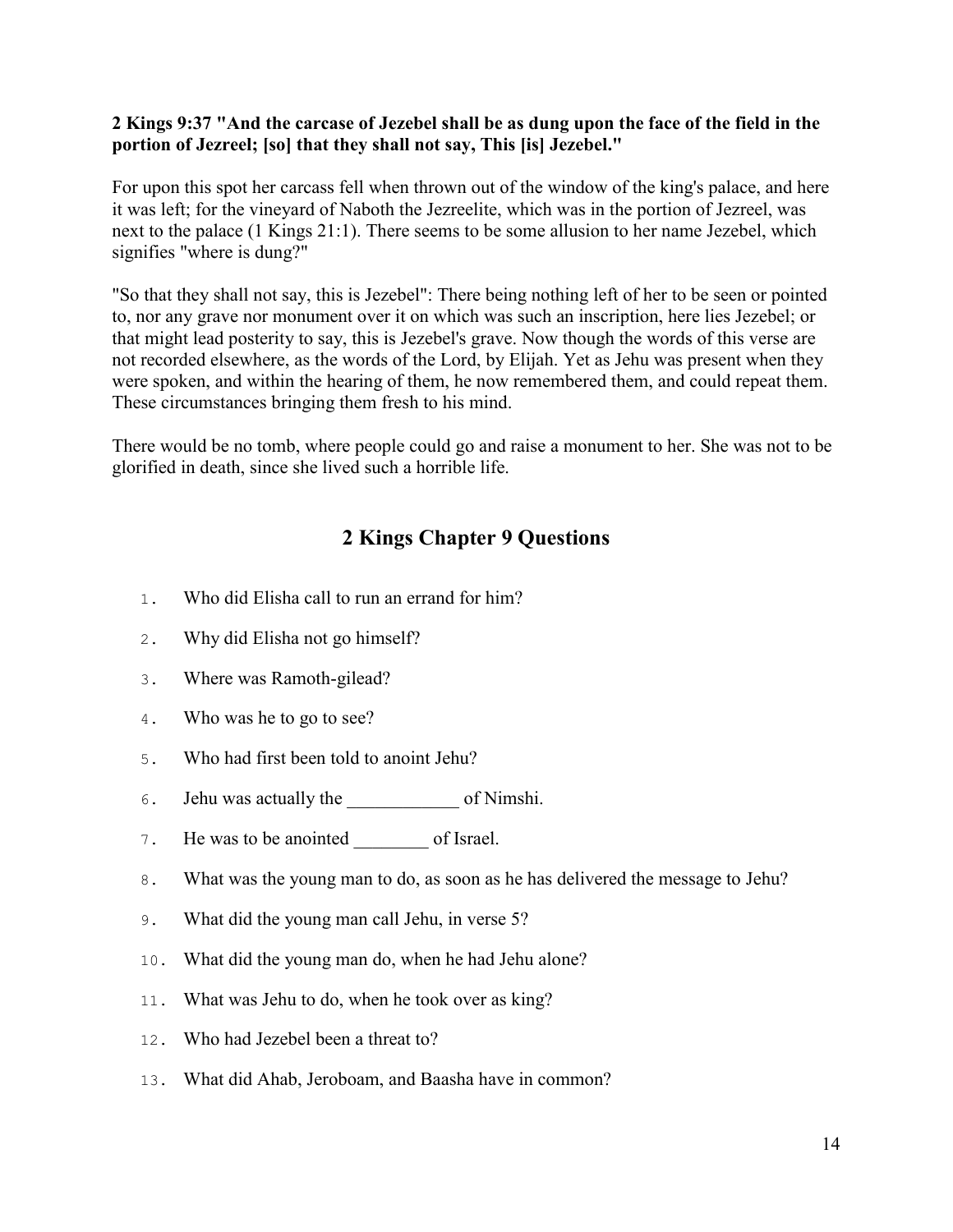**2 Kings 9:37 "And the carcase of Jezebel shall be as dung upon the face of the field in the portion of Jezreel; [so] that they shall not say, This [is] Jezebel."**

For upon this spot her carcass fell when thrown out of the window of the king's palace, and here it was left; for the vineyard of Naboth the Jezreelite, which was in the portion of Jezreel, was next to the palace (1 Kings 21:1). There seems to be some allusion to her name Jezebel, which signifies "where is dung?"

"So that they shall not say, this is Jezebel": There being nothing left of her to be seen or pointed to, nor any grave nor monument over it on which was such an inscription, here lies Jezebel; or that might lead posterity to say, this is Jezebel's grave. Now though the words of this verse are not recorded elsewhere, as the words of the Lord, by Elijah. Yet as Jehu was present when they were spoken, and within the hearing of them, he now remembered them, and could repeat them. These circumstances bringing them fresh to his mind.

There would be no tomb, where people could go and raise a monument to her. She was not to be glorified in death, since she lived such a horrible life.

## 2 Kings Chapter 9 Questions

1. Who did Elisha call to run an errand for him?
2. Why did Elisha not go himself?
3. Where was Ramoth-gilead?
4. Who was he to go to see?
5. Who had first been told to anoint Jehu?
6. Jehu was actually the ____________ of Nimshi.
7. He was to be anointed ________ of Israel.
8. What was the young man to do, as soon as he has delivered the message to Jehu?
9. What did the young man call Jehu, in verse 5?
10. What did the young man do, when he had Jehu alone?
11. What was Jehu to do, when he took over as king?
12. Who had Jezebel been a threat to?
13. What did Ahab, Jeroboam, and Baasha have in common?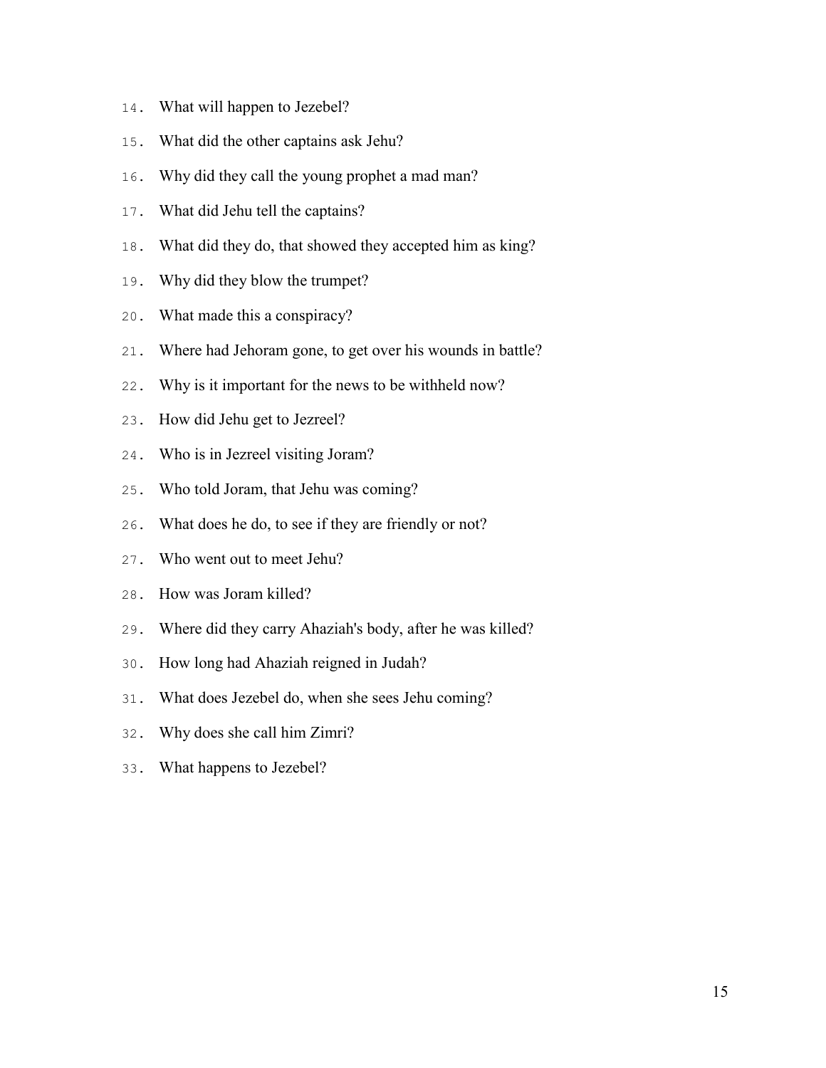14. What will happen to Jezebel?
15. What did the other captains ask Jehu?
16. Why did they call the young prophet a mad man?
17. What did Jehu tell the captains?
18. What did they do, that showed they accepted him as king?
19. Why did they blow the trumpet?
20. What made this a conspiracy?
21. Where had Jehoram gone, to get over his wounds in battle?
22. Why is it important for the news to be withheld now?
23. How did Jehu get to Jezreel?
24. Who is in Jezreel visiting Joram?
25. Who told Joram, that Jehu was coming?
26. What does he do, to see if they are friendly or not?
27. Who went out to meet Jehu?
28. How was Joram killed?
29. Where did they carry Ahaziah's body, after he was killed?
30. How long had Ahaziah reigned in Judah?
31. What does Jezebel do, when she sees Jehu coming?
32. Why does she call him Zimri?
33. What happens to Jezebel?